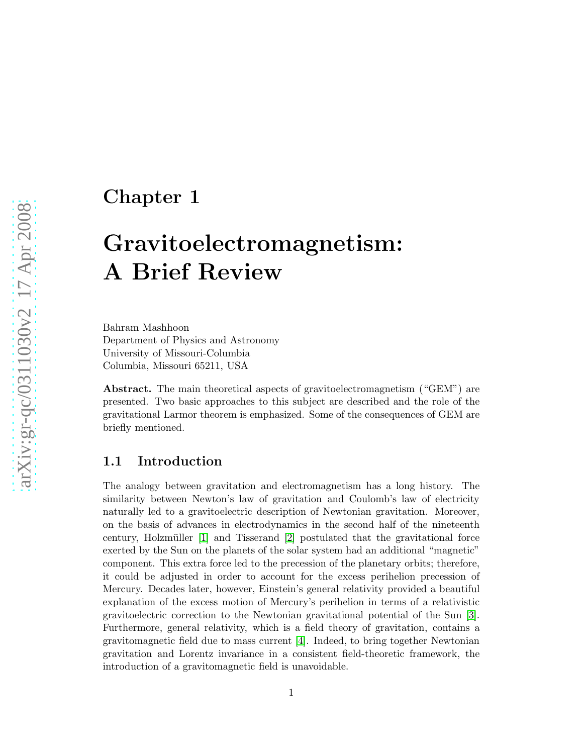# Chapter 1

# Gravitoelectromagnetism: A Brief Review

Bahram Mashhoon
Department of Physics and Astronomy
University of Missouri-Columbia
Columbia, Missouri 65211, USA

**Abstract.** The main theoretical aspects of gravitoelectromagnetism ("GEM") are presented. Two basic approaches to this subject are described and the role of the gravitational Larmor theorem is emphasized. Some of the consequences of GEM are briefly mentioned.

## 1.1 Introduction

The analogy between gravitation and electromagnetism has a long history. The similarity between Newton's law of gravitation and Coulomb's law of electricity naturally led to a gravitoelectric description of Newtonian gravitation. Moreover, on the basis of advances in electrodynamics in the second half of the nineteenth century, Holzmüller [1] and Tisserand [2] postulated that the gravitational force exerted by the Sun on the planets of the solar system had an additional "magnetic" component. This extra force led to the precession of the planetary orbits; therefore, it could be adjusted in order to account for the excess perihelion precession of Mercury. Decades later, however, Einstein's general relativity provided a beautiful explanation of the excess motion of Mercury's perihelion in terms of a relativistic gravitoelectric correction to the Newtonian gravitational potential of the Sun [3]. Furthermore, general relativity, which is a field theory of gravitation, contains a gravitomagnetic field due to mass current [4]. Indeed, to bring together Newtonian gravitation and Lorentz invariance in a consistent field-theoretic framework, the introduction of a gravitomagnetic field is unavoidable.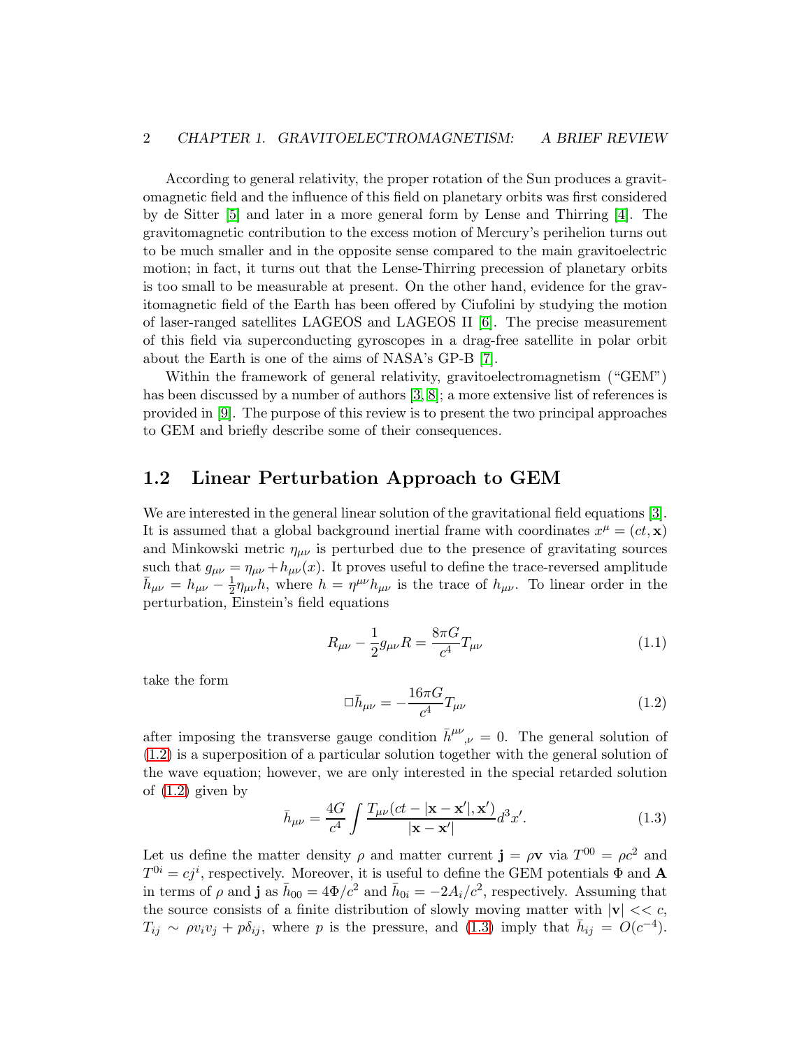According to general relativity, the proper rotation of the Sun produces a gravitomagnetic field and the influence of this field on planetary orbits was first considered by de Sitter [5] and later in a more general form by Lense and Thirring [4]. The gravitomagnetic contribution to the excess motion of Mercury's perihelion turns out to be much smaller and in the opposite sense compared to the main gravitoelectric motion; in fact, it turns out that the Lense-Thirring precession of planetary orbits is too small to be measurable at present. On the other hand, evidence for the gravitomagnetic field of the Earth has been offered by Ciufolini by studying the motion of laser-ranged satellites LAGEOS and LAGEOS II [6]. The precise measurement of this field via superconducting gyroscopes in a drag-free satellite in polar orbit about the Earth is one of the aims of NASA's GP-B [7].

Within the framework of general relativity, gravitoelectromagnetism ("GEM") has been discussed by a number of authors [3, 8]; a more extensive list of references is provided in [9]. The purpose of this review is to present the two principal approaches to GEM and briefly describe some of their consequences.

## 1.2 Linear Perturbation Approach to GEM

We are interested in the general linear solution of the gravitational field equations [3]. It is assumed that a global background inertial frame with coordinates $x^\mu = (ct, \mathbf{x})$ and Minkowski metric $\eta_{\mu\nu}$ is perturbed due to the presence of gravitating sources such that $g_{\mu\nu} = \eta_{\mu\nu} + h_{\mu\nu}(x)$. It proves useful to define the trace-reversed amplitude $\bar{h}_{\mu\nu} = h_{\mu\nu} - \frac{1}{2}\eta_{\mu\nu}h$, where $h = \eta^{\mu\nu}h_{\mu\nu}$ is the trace of $h_{\mu\nu}$. To linear order in the perturbation, Einstein's field equations

$$R_{\mu\nu} - \frac{1}{2}g_{\mu\nu}R = \frac{8\pi G}{c^4}T_{\mu\nu} \tag{1.1}$$

take the form

$$\Box\bar{h}_{\mu\nu} = -\frac{16\pi G}{c^4}T_{\mu\nu} \tag{1.2}$$

after imposing the transverse gauge condition $\bar{h}^{\mu\nu}{}_{,\nu} = 0$. The general solution of (1.2) is a superposition of a particular solution together with the general solution of the wave equation; however, we are only interested in the special retarded solution of (1.2) given by

$$\bar{h}_{\mu\nu} = \frac{4G}{c^4}\int \frac{T_{\mu\nu}(ct - |\mathbf{x} - \mathbf{x}'|, \mathbf{x}')}{|\mathbf{x} - \mathbf{x}'|} d^3x'. \tag{1.3}$$

Let us define the matter density $\rho$ and matter current $\mathbf{j} = \rho\mathbf{v}$ via $T^{00} = \rho c^2$ and $T^{0i} = cj^i$, respectively. Moreover, it is useful to define the GEM potentials $\Phi$ and $\mathbf{A}$ in terms of $\rho$ and $\mathbf{j}$ as $\bar{h}_{00} = 4\Phi/c^2$ and $\bar{h}_{0i} = -2A_i/c^2$, respectively. Assuming that the source consists of a finite distribution of slowly moving matter with $|\mathbf{v}| << c$, $T_{ij} \sim \rho v_i v_j + p\delta_{ij}$, where $p$ is the pressure, and (1.3) imply that $\bar{h}_{ij} = O(c^{-4})$.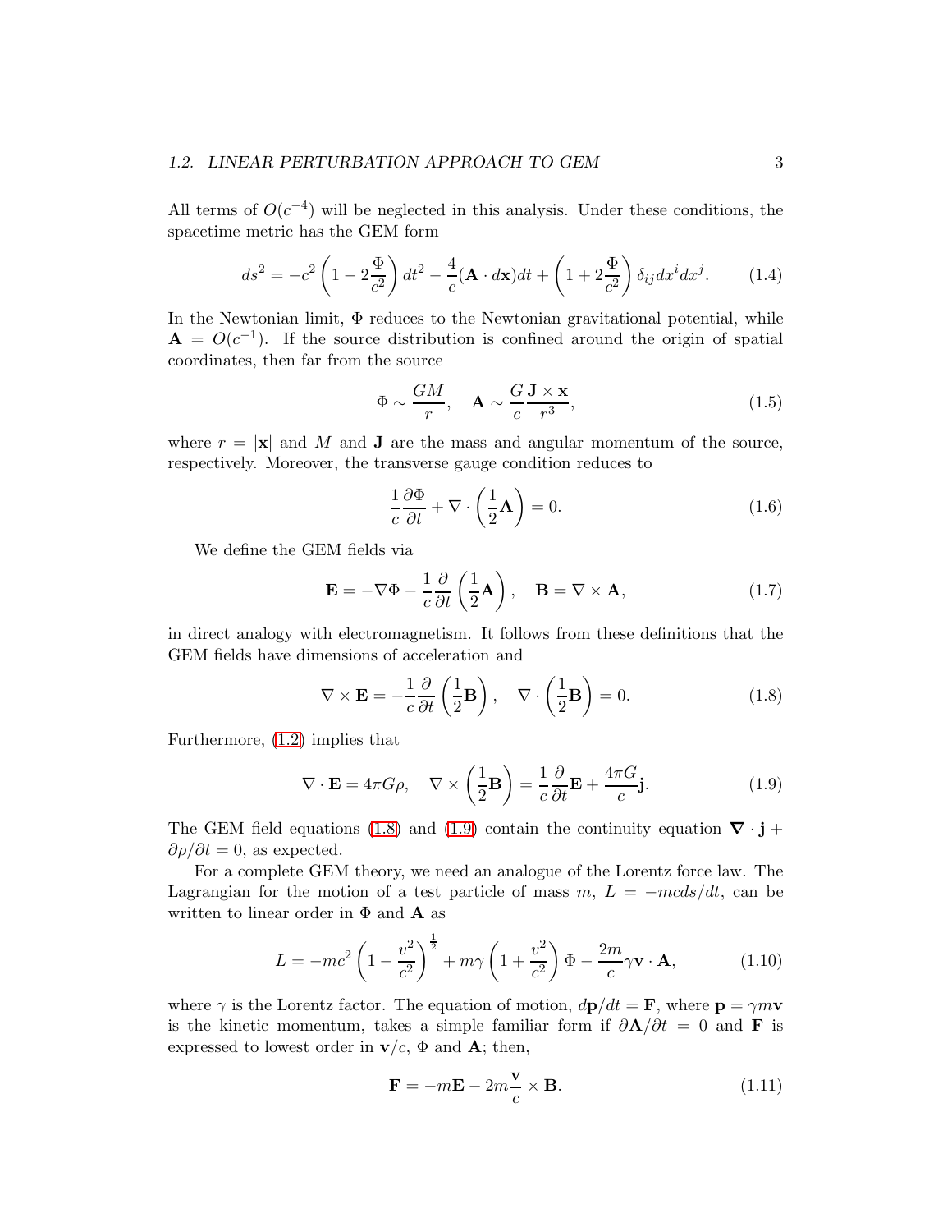All terms of $O(c^{-4})$ will be neglected in this analysis. Under these conditions, the spacetime metric has the GEM form

$$ds^2 = -c^2\left(1 - 2\frac{\Phi}{c^2}\right)dt^2 - \frac{4}{c}(\mathbf{A}\cdot d\mathbf{x})dt + \left(1 + 2\frac{\Phi}{c^2}\right)\delta_{ij}dx^i dx^j. \tag{1.4}$$

In the Newtonian limit, $\Phi$ reduces to the Newtonian gravitational potential, while $\mathbf{A} = O(c^{-1})$. If the source distribution is confined around the origin of spatial coordinates, then far from the source

$$\Phi \sim \frac{GM}{r}, \quad \mathbf{A} \sim \frac{G}{c}\frac{\mathbf{J}\times\mathbf{x}}{r^3}, \tag{1.5}$$

where $r = |\mathbf{x}|$ and $M$ and $\mathbf{J}$ are the mass and angular momentum of the source, respectively. Moreover, the transverse gauge condition reduces to

$$\frac{1}{c}\frac{\partial\Phi}{\partial t} + \nabla\cdot\left(\frac{1}{2}\mathbf{A}\right) = 0. \tag{1.6}$$

We define the GEM fields via

$$\mathbf{E} = -\nabla\Phi - \frac{1}{c}\frac{\partial}{\partial t}\left(\frac{1}{2}\mathbf{A}\right), \quad \mathbf{B} = \nabla\times\mathbf{A}, \tag{1.7}$$

in direct analogy with electromagnetism. It follows from these definitions that the GEM fields have dimensions of acceleration and

$$\nabla\times\mathbf{E} = -\frac{1}{c}\frac{\partial}{\partial t}\left(\frac{1}{2}\mathbf{B}\right), \quad \nabla\cdot\left(\frac{1}{2}\mathbf{B}\right) = 0. \tag{1.8}$$

Furthermore, (1.2) implies that

$$\nabla\cdot\mathbf{E} = 4\pi G\rho, \quad \nabla\times\left(\frac{1}{2}\mathbf{B}\right) = \frac{1}{c}\frac{\partial}{\partial t}\mathbf{E} + \frac{4\pi G}{c}\mathbf{j}. \tag{1.9}$$

The GEM field equations (1.8) and (1.9) contain the continuity equation $\boldsymbol{\nabla}\cdot\mathbf{j} + \partial\rho/\partial t = 0$, as expected.

For a complete GEM theory, we need an analogue of the Lorentz force law. The Lagrangian for the motion of a test particle of mass $m$, $L = -mc\,ds/dt$, can be written to linear order in $\Phi$ and $\mathbf{A}$ as

$$L = -mc^2\left(1 - \frac{v^2}{c^2}\right)^{\frac{1}{2}} + m\gamma\left(1 + \frac{v^2}{c^2}\right)\Phi - \frac{2m}{c}\gamma\mathbf{v}\cdot\mathbf{A}, \tag{1.10}$$

where $\gamma$ is the Lorentz factor. The equation of motion, $d\mathbf{p}/dt = \mathbf{F}$, where $\mathbf{p} = \gamma m\mathbf{v}$ is the kinetic momentum, takes a simple familiar form if $\partial\mathbf{A}/\partial t = 0$ and $\mathbf{F}$ is expressed to lowest order in $\mathbf{v}/c$, $\Phi$ and $\mathbf{A}$; then,

$$\mathbf{F} = -m\mathbf{E} - 2m\frac{\mathbf{v}}{c}\times\mathbf{B}. \tag{1.11}$$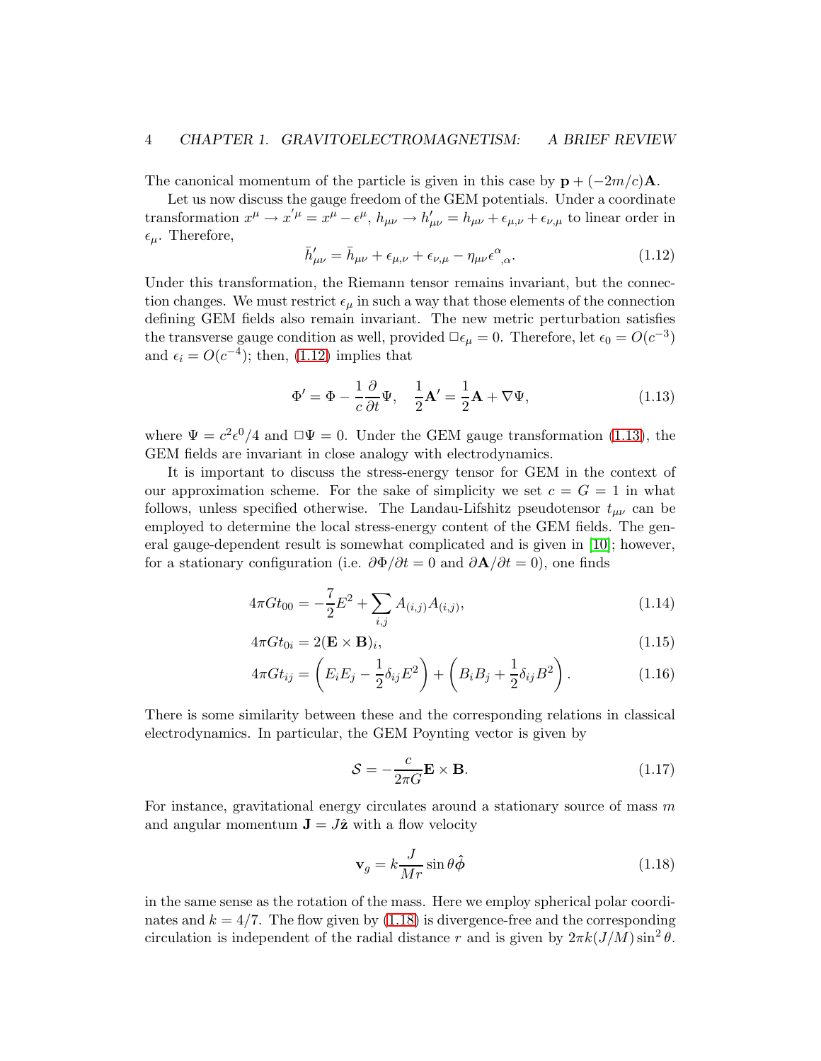The canonical momentum of the particle is given in this case by $\mathbf{p} + (-2m/c)\mathbf{A}$.

Let us now discuss the gauge freedom of the GEM potentials. Under a coordinate transformation $x^\mu \to x'^\mu = x^\mu - \epsilon^\mu$, $h_{\mu\nu} \to h'_{\mu\nu} = h_{\mu\nu} + \epsilon_{\mu,\nu} + \epsilon_{\nu,\mu}$ to linear order in $\epsilon_\mu$. Therefore,

$$\bar{h}'_{\mu\nu} = \bar{h}_{\mu\nu} + \epsilon_{\mu,\nu} + \epsilon_{\nu,\mu} - \eta_{\mu\nu}\epsilon^{\alpha}{}_{,\alpha}. \tag{1.12}$$

Under this transformation, the Riemann tensor remains invariant, but the connection changes. We must restrict $\epsilon_\mu$ in such a way that those elements of the connection defining GEM fields also remain invariant. The new metric perturbation satisfies the transverse gauge condition as well, provided $\Box\epsilon_\mu = 0$. Therefore, let $\epsilon_0 = O(c^{-3})$ and $\epsilon_i = O(c^{-4})$; then, (1.12) implies that

$$\Phi' = \Phi - \frac{1}{c}\frac{\partial}{\partial t}\Psi, \quad \frac{1}{2}\mathbf{A}' = \frac{1}{2}\mathbf{A} + \nabla\Psi, \tag{1.13}$$

where $\Psi = c^2\epsilon^0/4$ and $\Box\Psi = 0$. Under the GEM gauge transformation (1.13), the GEM fields are invariant in close analogy with electrodynamics.

It is important to discuss the stress-energy tensor for GEM in the context of our approximation scheme. For the sake of simplicity we set $c = G = 1$ in what follows, unless specified otherwise. The Landau-Lifshitz pseudotensor $t_{\mu\nu}$ can be employed to determine the local stress-energy content of the GEM fields. The general gauge-dependent result is somewhat complicated and is given in [10]; however, for a stationary configuration (i.e. $\partial\Phi/\partial t = 0$ and $\partial\mathbf{A}/\partial t = 0$), one finds

$$4\pi G t_{00} = -\frac{7}{2}E^2 + \sum_{i,j} A_{(i,j)}A_{(i,j)}, \tag{1.14}$$

$$4\pi G t_{0i} = 2(\mathbf{E}\times\mathbf{B})_i, \tag{1.15}$$

$$4\pi G t_{ij} = \left(E_iE_j - \frac{1}{2}\delta_{ij}E^2\right) + \left(B_iB_j + \frac{1}{2}\delta_{ij}B^2\right). \tag{1.16}$$

There is some similarity between these and the corresponding relations in classical electrodynamics. In particular, the GEM Poynting vector is given by

$$\mathcal{S} = -\frac{c}{2\pi G}\mathbf{E}\times\mathbf{B}. \tag{1.17}$$

For instance, gravitational energy circulates around a stationary source of mass $m$ and angular momentum $\mathbf{J} = J\hat{\mathbf{z}}$ with a flow velocity

$$\mathbf{v}_g = k\frac{J}{Mr}\sin\theta\hat{\boldsymbol{\phi}} \tag{1.18}$$

in the same sense as the rotation of the mass. Here we employ spherical polar coordinates and $k = 4/7$. The flow given by (1.18) is divergence-free and the corresponding circulation is independent of the radial distance $r$ and is given by $2\pi k(J/M)\sin^2\theta$.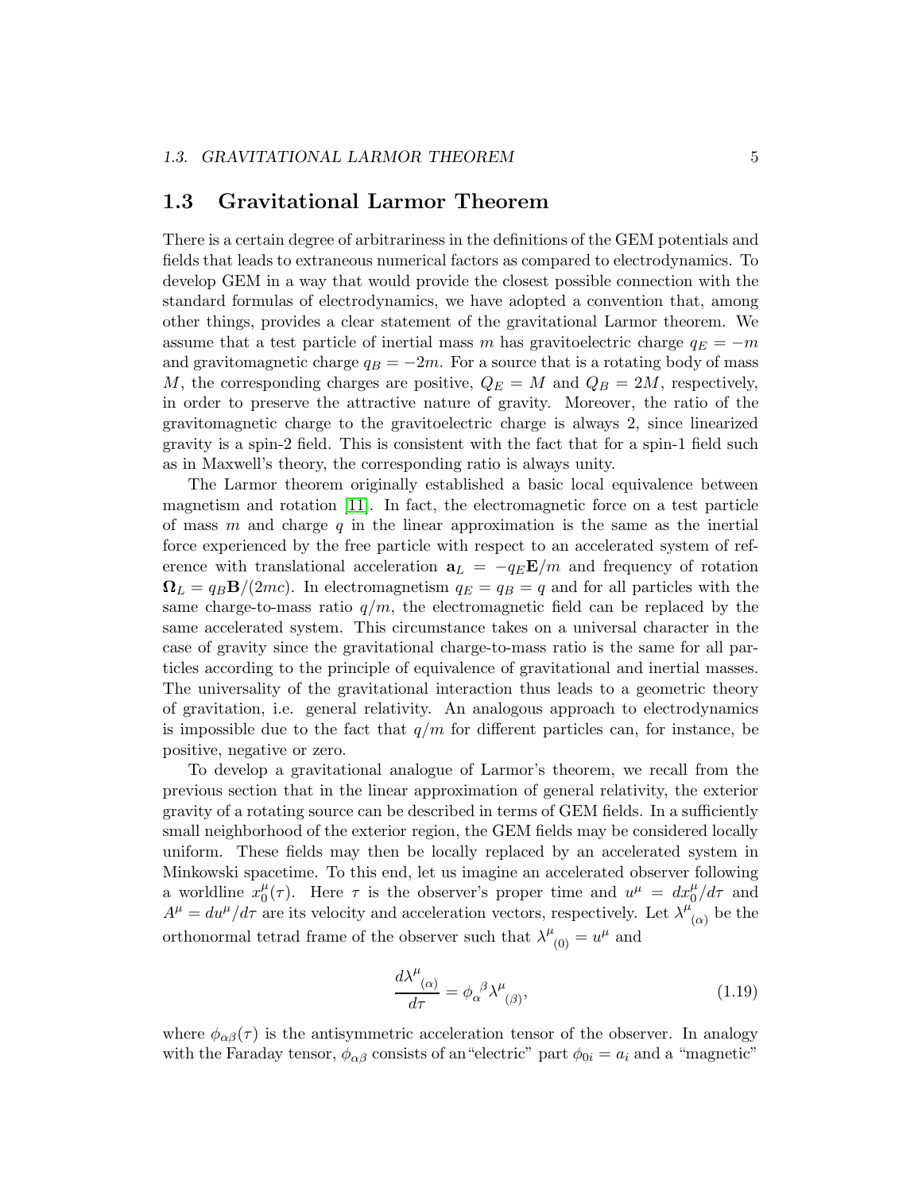## 1.3 Gravitational Larmor Theorem

There is a certain degree of arbitrariness in the definitions of the GEM potentials and fields that leads to extraneous numerical factors as compared to electrodynamics. To develop GEM in a way that would provide the closest possible connection with the standard formulas of electrodynamics, we have adopted a convention that, among other things, provides a clear statement of the gravitational Larmor theorem. We assume that a test particle of inertial mass $m$ has gravitoelectric charge $q_E = -m$ and gravitomagnetic charge $q_B = -2m$. For a source that is a rotating body of mass $M$, the corresponding charges are positive, $Q_E = M$ and $Q_B = 2M$, respectively, in order to preserve the attractive nature of gravity. Moreover, the ratio of the gravitomagnetic charge to the gravitoelectric charge is always 2, since linearized gravity is a spin-2 field. This is consistent with the fact that for a spin-1 field such as in Maxwell's theory, the corresponding ratio is always unity.

The Larmor theorem originally established a basic local equivalence between magnetism and rotation [11]. In fact, the electromagnetic force on a test particle of mass $m$ and charge $q$ in the linear approximation is the same as the inertial force experienced by the free particle with respect to an accelerated system of reference with translational acceleration $\mathbf{a}_L = -q_E\mathbf{E}/m$ and frequency of rotation $\mathbf{\Omega}_L = q_B\mathbf{B}/(2mc)$. In electromagnetism $q_E = q_B = q$ and for all particles with the same charge-to-mass ratio $q/m$, the electromagnetic field can be replaced by the same accelerated system. This circumstance takes on a universal character in the case of gravity since the gravitational charge-to-mass ratio is the same for all particles according to the principle of equivalence of gravitational and inertial masses. The universality of the gravitational interaction thus leads to a geometric theory of gravitation, i.e. general relativity. An analogous approach to electrodynamics is impossible due to the fact that $q/m$ for different particles can, for instance, be positive, negative or zero.

To develop a gravitational analogue of Larmor's theorem, we recall from the previous section that in the linear approximation of general relativity, the exterior gravity of a rotating source can be described in terms of GEM fields. In a sufficiently small neighborhood of the exterior region, the GEM fields may be considered locally uniform. These fields may then be locally replaced by an accelerated system in Minkowski spacetime. To this end, let us imagine an accelerated observer following a worldline $x_0^\mu(\tau)$. Here $\tau$ is the observer's proper time and $u^\mu = dx_0^\mu/d\tau$ and $A^\mu = du^\mu/d\tau$ are its velocity and acceleration vectors, respectively. Let $\lambda^\mu{}_{(\alpha)}$ be the orthonormal tetrad frame of the observer such that $\lambda^\mu{}_{(0)} = u^\mu$ and

$$\frac{d\lambda^\mu{}_{(\alpha)}}{d\tau} = \phi_\alpha{}^\beta \lambda^\mu{}_{(\beta)}, \tag{1.19}$$

where $\phi_{\alpha\beta}(\tau)$ is the antisymmetric acceleration tensor of the observer. In analogy with the Faraday tensor, $\phi_{\alpha\beta}$ consists of an "electric" part $\phi_{0i} = a_i$ and a "magnetic"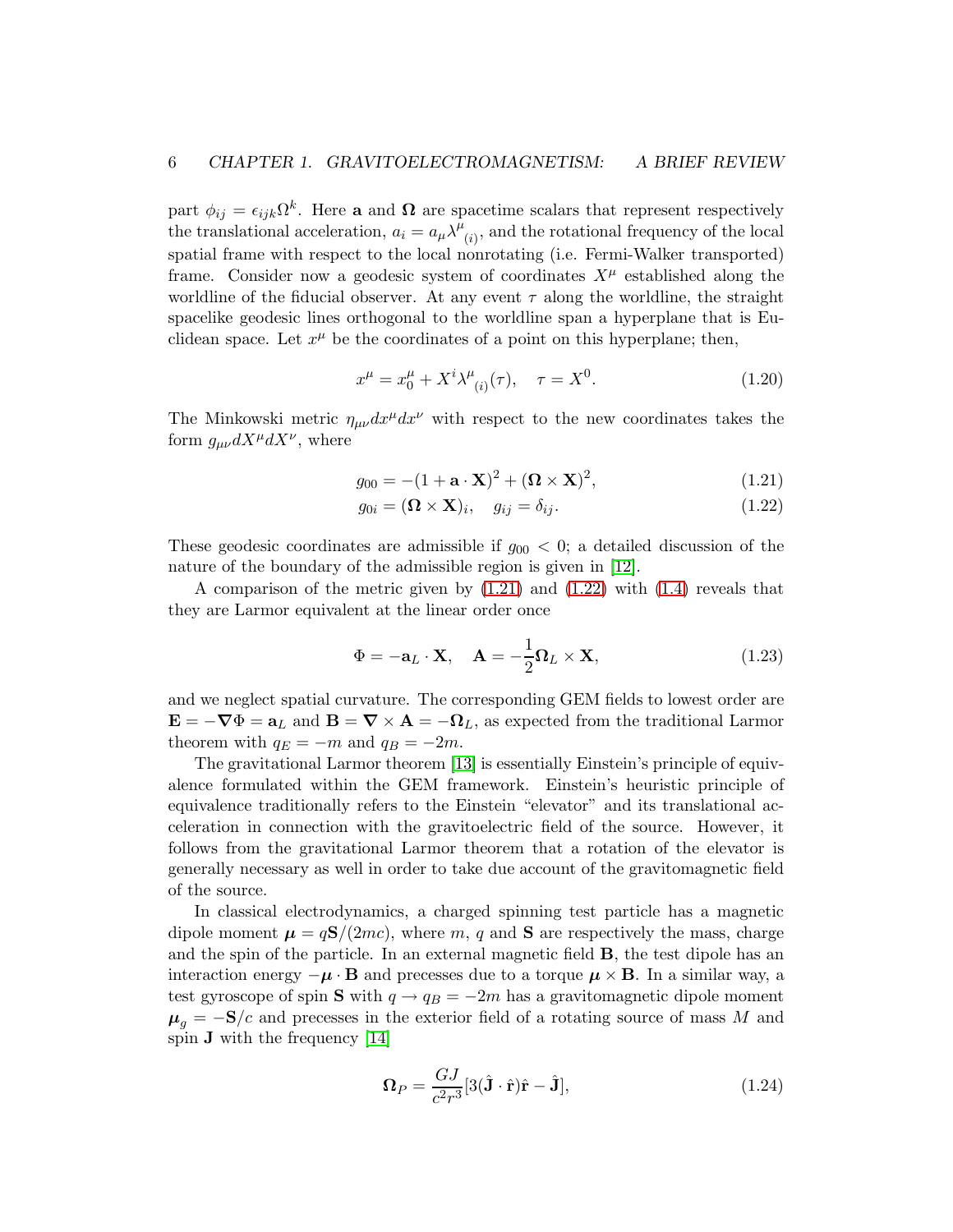part $\phi_{ij} = \epsilon_{ijk}\Omega^k$. Here $\mathbf{a}$ and $\mathbf{\Omega}$ are spacetime scalars that represent respectively the translational acceleration, $a_i = a_\mu \lambda^\mu{}_{(i)}$, and the rotational frequency of the local spatial frame with respect to the local nonrotating (i.e. Fermi-Walker transported) frame. Consider now a geodesic system of coordinates $X^\mu$ established along the worldline of the fiducial observer. At any event $\tau$ along the worldline, the straight spacelike geodesic lines orthogonal to the worldline span a hyperplane that is Euclidean space. Let $x^\mu$ be the coordinates of a point on this hyperplane; then,

$$x^\mu = x_0^\mu + X^i \lambda^\mu{}_{(i)}(\tau), \quad \tau = X^0. \tag{1.20}$$

The Minkowski metric $\eta_{\mu\nu}dx^\mu dx^\nu$ with respect to the new coordinates takes the form $g_{\mu\nu}dX^\mu dX^\nu$, where

$$g_{00} = -(1 + \mathbf{a} \cdot \mathbf{X})^2 + (\mathbf{\Omega} \times \mathbf{X})^2, \tag{1.21}$$

$$g_{0i} = (\mathbf{\Omega} \times \mathbf{X})_i, \quad g_{ij} = \delta_{ij}. \tag{1.22}$$

These geodesic coordinates are admissible if $g_{00} < 0$; a detailed discussion of the nature of the boundary of the admissible region is given in [12].

A comparison of the metric given by (1.21) and (1.22) with (1.4) reveals that they are Larmor equivalent at the linear order once

$$\Phi = -\mathbf{a}_L \cdot \mathbf{X}, \quad \mathbf{A} = -\frac{1}{2}\mathbf{\Omega}_L \times \mathbf{X}, \tag{1.23}$$

and we neglect spatial curvature. The corresponding GEM fields to lowest order are $\mathbf{E} = -\mathbf{\nabla}\Phi = \mathbf{a}_L$ and $\mathbf{B} = \mathbf{\nabla} \times \mathbf{A} = -\mathbf{\Omega}_L$, as expected from the traditional Larmor theorem with $q_E = -m$ and $q_B = -2m$.

The gravitational Larmor theorem [13] is essentially Einstein's principle of equivalence formulated within the GEM framework. Einstein's heuristic principle of equivalence traditionally refers to the Einstein "elevator" and its translational acceleration in connection with the gravitoelectric field of the source. However, it follows from the gravitational Larmor theorem that a rotation of the elevator is generally necessary as well in order to take due account of the gravitomagnetic field of the source.

In classical electrodynamics, a charged spinning test particle has a magnetic dipole moment $\boldsymbol{\mu} = q\mathbf{S}/(2mc)$, where $m$, $q$ and $\mathbf{S}$ are respectively the mass, charge and the spin of the particle. In an external magnetic field $\mathbf{B}$, the test dipole has an interaction energy $-\boldsymbol{\mu} \cdot \mathbf{B}$ and precesses due to a torque $\boldsymbol{\mu} \times \mathbf{B}$. In a similar way, a test gyroscope of spin $\mathbf{S}$ with $q \to q_B = -2m$ has a gravitomagnetic dipole moment $\boldsymbol{\mu}_g = -\mathbf{S}/c$ and precesses in the exterior field of a rotating source of mass $M$ and spin $\mathbf{J}$ with the frequency [14]

$$\mathbf{\Omega}_P = \frac{GJ}{c^2 r^3}[3(\hat{\mathbf{J}} \cdot \hat{\mathbf{r}})\hat{\mathbf{r}} - \hat{\mathbf{J}}], \tag{1.24}$$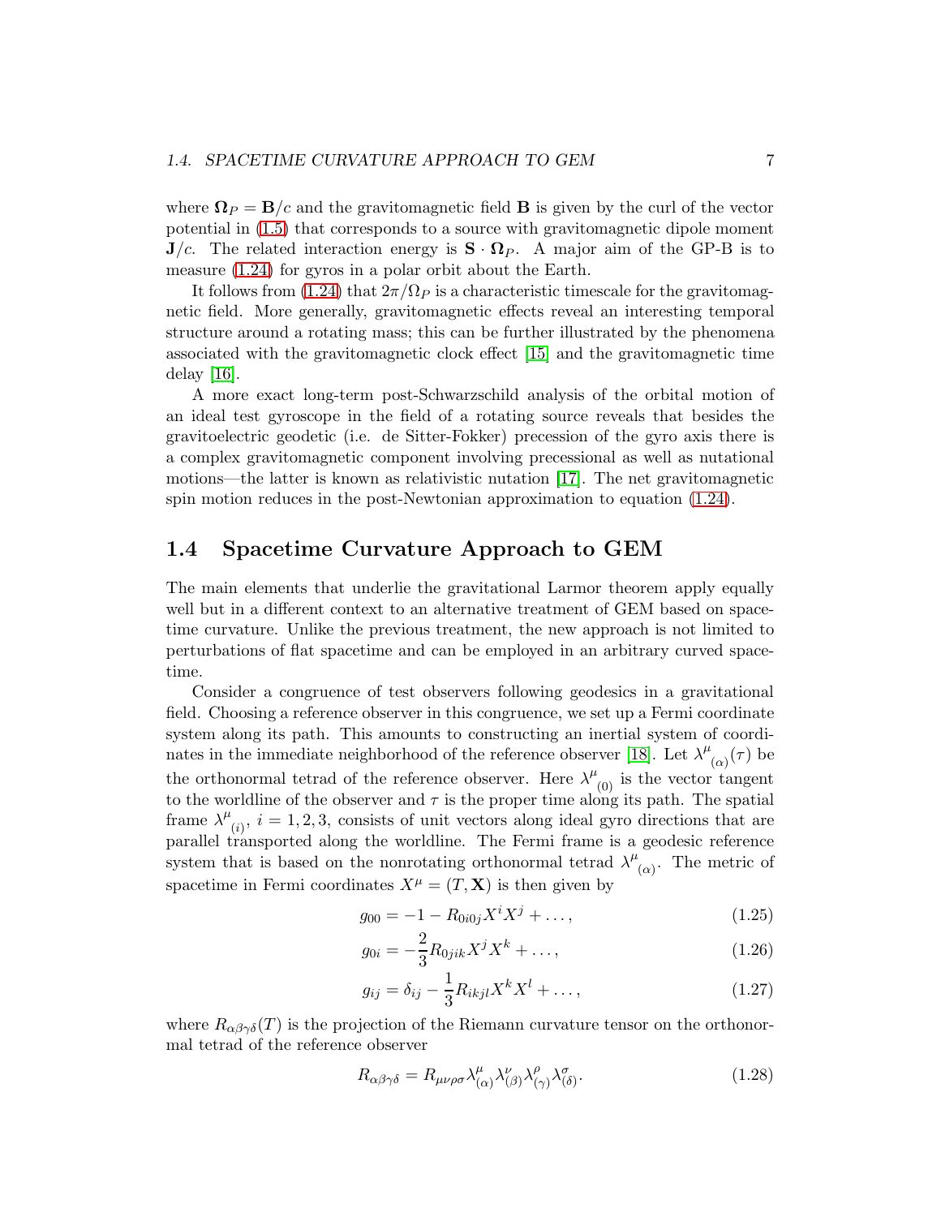where $\mathbf{\Omega}_P = \mathbf{B}/c$ and the gravitomagnetic field $\mathbf{B}$ is given by the curl of the vector potential in (1.5) that corresponds to a source with gravitomagnetic dipole moment $\mathbf{J}/c$. The related interaction energy is $\mathbf{S} \cdot \mathbf{\Omega}_P$. A major aim of the GP-B is to measure (1.24) for gyros in a polar orbit about the Earth.

It follows from (1.24) that $2\pi/\Omega_P$ is a characteristic timescale for the gravitomagnetic field. More generally, gravitomagnetic effects reveal an interesting temporal structure around a rotating mass; this can be further illustrated by the phenomena associated with the gravitomagnetic clock effect [15] and the gravitomagnetic time delay [16].

A more exact long-term post-Schwarzschild analysis of the orbital motion of an ideal test gyroscope in the field of a rotating source reveals that besides the gravitoelectric geodetic (i.e. de Sitter-Fokker) precession of the gyro axis there is a complex gravitomagnetic component involving precessional as well as nutational motions—the latter is known as relativistic nutation [17]. The net gravitomagnetic spin motion reduces in the post-Newtonian approximation to equation (1.24).

## 1.4 Spacetime Curvature Approach to GEM

The main elements that underlie the gravitational Larmor theorem apply equally well but in a different context to an alternative treatment of GEM based on spacetime curvature. Unlike the previous treatment, the new approach is not limited to perturbations of flat spacetime and can be employed in an arbitrary curved spacetime.

Consider a congruence of test observers following geodesics in a gravitational field. Choosing a reference observer in this congruence, we set up a Fermi coordinate system along its path. This amounts to constructing an inertial system of coordinates in the immediate neighborhood of the reference observer [18]. Let ${\lambda^\mu}_{(\alpha)}(\tau)$ be the orthonormal tetrad of the reference observer. Here ${\lambda^\mu}_{(0)}$ is the vector tangent to the worldline of the observer and $\tau$ is the proper time along its path. The spatial frame ${\lambda^\mu}_{(i)}$, $i = 1, 2, 3$, consists of unit vectors along ideal gyro directions that are parallel transported along the worldline. The Fermi frame is a geodesic reference system that is based on the nonrotating orthonormal tetrad ${\lambda^\mu}_{(\alpha)}$. The metric of spacetime in Fermi coordinates $X^\mu = (T, \mathbf{X})$ is then given by

$$g_{00} = -1 - R_{0i0j} X^i X^j + \ldots, \tag{1.25}$$

$$g_{0i} = -\frac{2}{3} R_{0jik} X^j X^k + \ldots, \tag{1.26}$$

$$g_{ij} = \delta_{ij} - \frac{1}{3} R_{ikjl} X^k X^l + \ldots, \tag{1.27}$$

where $R_{\alpha\beta\gamma\delta}(T)$ is the projection of the Riemann curvature tensor on the orthonormal tetrad of the reference observer

$$R_{\alpha\beta\gamma\delta} = R_{\mu\nu\rho\sigma} \lambda^\mu_{(\alpha)} \lambda^\nu_{(\beta)} \lambda^\rho_{(\gamma)} \lambda^\sigma_{(\delta)}. \tag{1.28}$$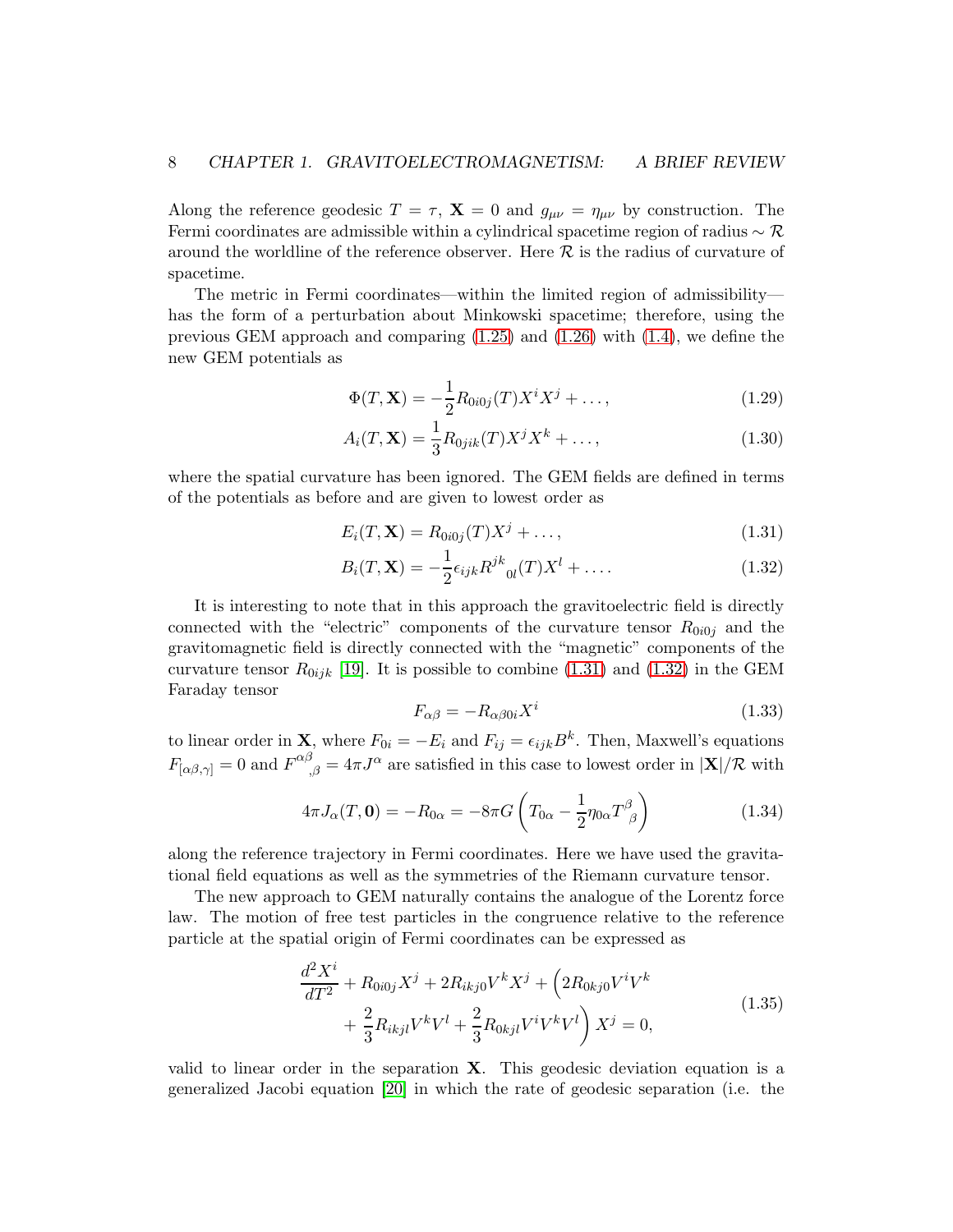Along the reference geodesic $T = \tau$, $\mathbf{X} = 0$ and $g_{\mu\nu} = \eta_{\mu\nu}$ by construction. The Fermi coordinates are admissible within a cylindrical spacetime region of radius $\sim \mathcal{R}$ around the worldline of the reference observer. Here $\mathcal{R}$ is the radius of curvature of spacetime.

The metric in Fermi coordinates—within the limited region of admissibility—has the form of a perturbation about Minkowski spacetime; therefore, using the previous GEM approach and comparing (1.25) and (1.26) with (1.4), we define the new GEM potentials as

$$\Phi(T, \mathbf{X}) = -\frac{1}{2} R_{0i0j}(T) X^i X^j + \ldots, \tag{1.29}$$

$$A_i(T, \mathbf{X}) = \frac{1}{3} R_{0jik}(T) X^j X^k + \ldots, \tag{1.30}$$

where the spatial curvature has been ignored. The GEM fields are defined in terms of the potentials as before and are given to lowest order as

$$E_i(T, \mathbf{X}) = R_{0i0j}(T) X^j + \ldots, \tag{1.31}$$

$$B_i(T, \mathbf{X}) = -\frac{1}{2} \epsilon_{ijk} R^{jk}{}_{0l}(T) X^l + \ldots. \tag{1.32}$$

It is interesting to note that in this approach the gravitoelectric field is directly connected with the "electric" components of the curvature tensor $R_{0i0j}$ and the gravitomagnetic field is directly connected with the "magnetic" components of the curvature tensor $R_{0ijk}$ [19]. It is possible to combine (1.31) and (1.32) in the GEM Faraday tensor

$$F_{\alpha\beta} = -R_{\alpha\beta 0i} X^i \tag{1.33}$$

to linear order in $\mathbf{X}$, where $F_{0i} = -E_i$ and $F_{ij} = \epsilon_{ijk} B^k$. Then, Maxwell's equations $F_{[\alpha\beta,\gamma]} = 0$ and $F^{\alpha\beta}{}_{,\beta} = 4\pi J^\alpha$ are satisfied in this case to lowest order in $|\mathbf{X}|/\mathcal{R}$ with

$$4\pi J_\alpha(T, \mathbf{0}) = -R_{0\alpha} = -8\pi G \left( T_{0\alpha} - \frac{1}{2} \eta_{0\alpha} T^\beta{}_\beta \right) \tag{1.34}$$

along the reference trajectory in Fermi coordinates. Here we have used the gravitational field equations as well as the symmetries of the Riemann curvature tensor.

The new approach to GEM naturally contains the analogue of the Lorentz force law. The motion of free test particles in the congruence relative to the reference particle at the spatial origin of Fermi coordinates can be expressed as

$$\begin{aligned} \frac{d^2 X^i}{dT^2} + R_{0i0j} X^j + 2R_{ikj0} V^k X^j + \Big( 2R_{0kj0} V^i V^k \\ + \frac{2}{3} R_{ikjl} V^k V^l + \frac{2}{3} R_{0kjl} V^i V^k V^l \Big) X^j = 0, \end{aligned} \tag{1.35}$$

valid to linear order in the separation $\mathbf{X}$. This geodesic deviation equation is a generalized Jacobi equation [20] in which the rate of geodesic separation (i.e. the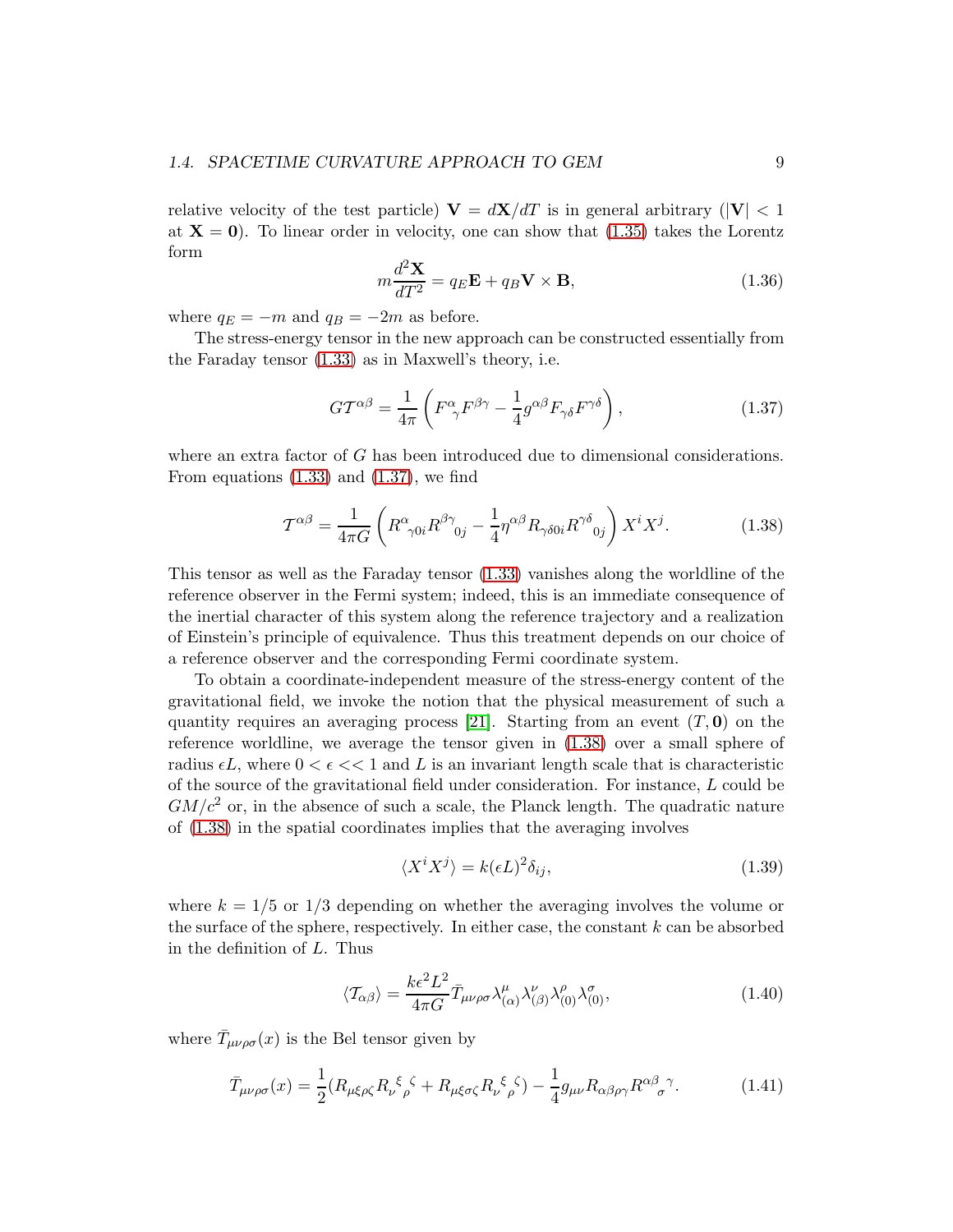relative velocity of the test particle) $\mathbf{V} = d\mathbf{X}/dT$ is in general arbitrary ($|\mathbf{V}| < 1$ at $\mathbf{X} = \mathbf{0}$). To linear order in velocity, one can show that (1.35) takes the Lorentz form

$$m\frac{d^2\mathbf{X}}{dT^2} = q_E\mathbf{E} + q_B\mathbf{V}\times\mathbf{B}, \tag{1.36}$$

where $q_E = -m$ and $q_B = -2m$ as before.

The stress-energy tensor in the new approach can be constructed essentially from the Faraday tensor (1.33) as in Maxwell's theory, i.e.

$$G\mathcal{T}^{\alpha\beta} = \frac{1}{4\pi}\left(F^{\alpha}{}_{\gamma}F^{\beta\gamma} - \frac{1}{4}g^{\alpha\beta}F_{\gamma\delta}F^{\gamma\delta}\right), \tag{1.37}$$

where an extra factor of $G$ has been introduced due to dimensional considerations. From equations (1.33) and (1.37), we find

$$\mathcal{T}^{\alpha\beta} = \frac{1}{4\pi G}\left(R^{\alpha}{}_{\gamma 0i}R^{\beta\gamma}{}_{0j} - \frac{1}{4}\eta^{\alpha\beta}R_{\gamma\delta 0i}R^{\gamma\delta}{}_{0j}\right)X^iX^j. \tag{1.38}$$

This tensor as well as the Faraday tensor (1.33) vanishes along the worldline of the reference observer in the Fermi system; indeed, this is an immediate consequence of the inertial character of this system along the reference trajectory and a realization of Einstein's principle of equivalence. Thus this treatment depends on our choice of a reference observer and the corresponding Fermi coordinate system.

To obtain a coordinate-independent measure of the stress-energy content of the gravitational field, we invoke the notion that the physical measurement of such a quantity requires an averaging process [21]. Starting from an event $(T, \mathbf{0})$ on the reference worldline, we average the tensor given in (1.38) over a small sphere of radius $\epsilon L$, where $0 < \epsilon << 1$ and $L$ is an invariant length scale that is characteristic of the source of the gravitational field under consideration. For instance, $L$ could be $GM/c^2$ or, in the absence of such a scale, the Planck length. The quadratic nature of (1.38) in the spatial coordinates implies that the averaging involves

$$\langle X^iX^j\rangle = k(\epsilon L)^2\delta_{ij}, \tag{1.39}$$

where $k = 1/5$ or $1/3$ depending on whether the averaging involves the volume or the surface of the sphere, respectively. In either case, the constant $k$ can be absorbed in the definition of $L$. Thus

$$\langle\mathcal{T}_{\alpha\beta}\rangle = \frac{k\epsilon^2L^2}{4\pi G}\bar{T}_{\mu\nu\rho\sigma}\lambda^{\mu}_{(\alpha)}\lambda^{\nu}_{(\beta)}\lambda^{\rho}_{(0)}\lambda^{\sigma}_{(0)}, \tag{1.40}$$

where $\bar{T}_{\mu\nu\rho\sigma}(x)$ is the Bel tensor given by

$$\bar{T}_{\mu\nu\rho\sigma}(x) = \frac{1}{2}(R_{\mu\xi\rho\zeta}R_{\nu}{}^{\xi}{}_{\sigma}{}^{\zeta} + R_{\mu\xi\sigma\zeta}R_{\nu}{}^{\xi}{}_{\rho}{}^{\zeta}) - \frac{1}{4}g_{\mu\nu}R_{\alpha\beta\rho\gamma}R^{\alpha\beta}{}_{\sigma}{}^{\gamma}. \tag{1.41}$$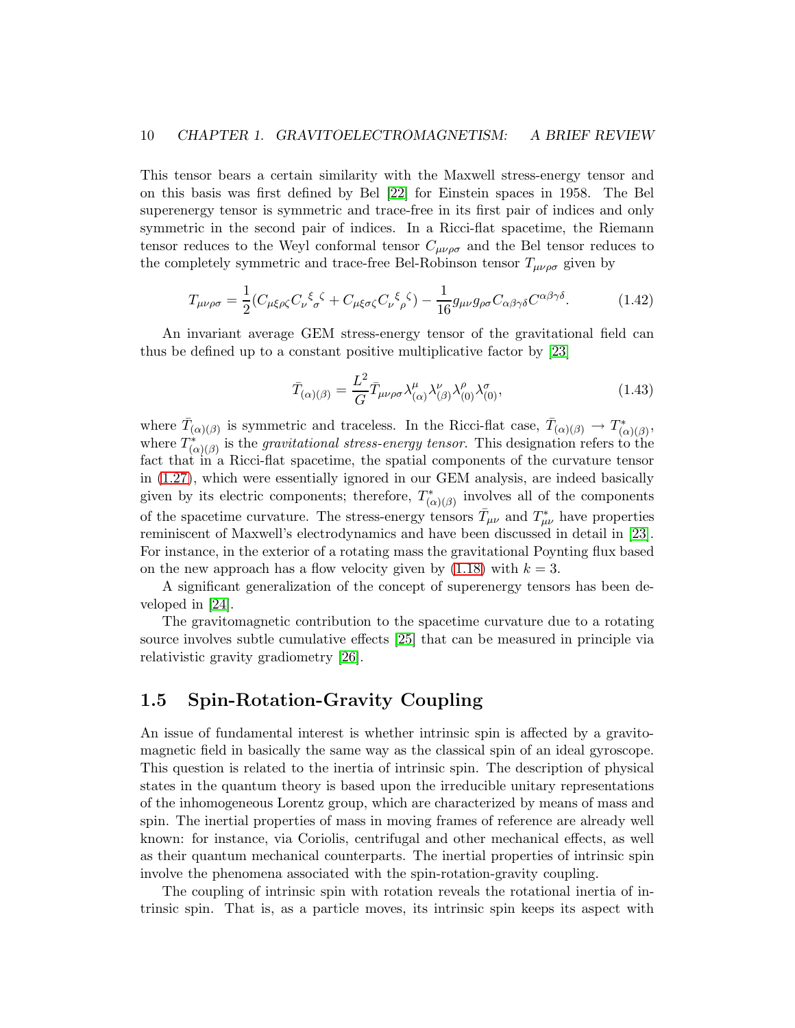This tensor bears a certain similarity with the Maxwell stress-energy tensor and on this basis was first defined by Bel [22] for Einstein spaces in 1958. The Bel superenergy tensor is symmetric and trace-free in its first pair of indices and only symmetric in the second pair of indices. In a Ricci-flat spacetime, the Riemann tensor reduces to the Weyl conformal tensor $C_{\mu\nu\rho\sigma}$ and the Bel tensor reduces to the completely symmetric and trace-free Bel-Robinson tensor $T_{\mu\nu\rho\sigma}$ given by

$$T_{\mu\nu\rho\sigma} = \frac{1}{2}(C_{\mu\xi\rho\zeta}C_{\nu}{}^{\xi}{}_{\sigma}{}^{\zeta} + C_{\mu\xi\sigma\zeta}C_{\nu}{}^{\xi}{}_{\rho}{}^{\zeta}) - \frac{1}{16}g_{\mu\nu}g_{\rho\sigma}C_{\alpha\beta\gamma\delta}C^{\alpha\beta\gamma\delta}. \tag{1.42}$$

An invariant average GEM stress-energy tensor of the gravitational field can thus be defined up to a constant positive multiplicative factor by [23]

$$\bar{T}_{(\alpha)(\beta)} = \frac{L^2}{G}\bar{T}_{\mu\nu\rho\sigma}\lambda^{\mu}_{(\alpha)}\lambda^{\nu}_{(\beta)}\lambda^{\rho}_{(0)}\lambda^{\sigma}_{(0)}, \tag{1.43}$$

where $\bar{T}_{(\alpha)(\beta)}$ is symmetric and traceless. In the Ricci-flat case, $\bar{T}_{(\alpha)(\beta)} \to T^{*}_{(\alpha)(\beta)}$, where $T^{*}_{(\alpha)(\beta)}$ is the *gravitational stress-energy tensor*. This designation refers to the fact that in a Ricci-flat spacetime, the spatial components of the curvature tensor in (1.27), which were essentially ignored in our GEM analysis, are indeed basically given by its electric components; therefore, $T^{*}_{(\alpha)(\beta)}$ involves all of the components of the spacetime curvature. The stress-energy tensors $\bar{T}_{\mu\nu}$ and $T^{*}_{\mu\nu}$ have properties reminiscent of Maxwell's electrodynamics and have been discussed in detail in [23]. For instance, in the exterior of a rotating mass the gravitational Poynting flux based on the new approach has a flow velocity given by (1.18) with $k = 3$.

A significant generalization of the concept of superenergy tensors has been developed in [24].

The gravitomagnetic contribution to the spacetime curvature due to a rotating source involves subtle cumulative effects [25] that can be measured in principle via relativistic gravity gradiometry [26].

## 1.5 Spin-Rotation-Gravity Coupling

An issue of fundamental interest is whether intrinsic spin is affected by a gravitomagnetic field in basically the same way as the classical spin of an ideal gyroscope. This question is related to the inertia of intrinsic spin. The description of physical states in the quantum theory is based upon the irreducible unitary representations of the inhomogeneous Lorentz group, which are characterized by means of mass and spin. The inertial properties of mass in moving frames of reference are already well known: for instance, via Coriolis, centrifugal and other mechanical effects, as well as their quantum mechanical counterparts. The inertial properties of intrinsic spin involve the phenomena associated with the spin-rotation-gravity coupling.

The coupling of intrinsic spin with rotation reveals the rotational inertia of intrinsic spin. That is, as a particle moves, its intrinsic spin keeps its aspect with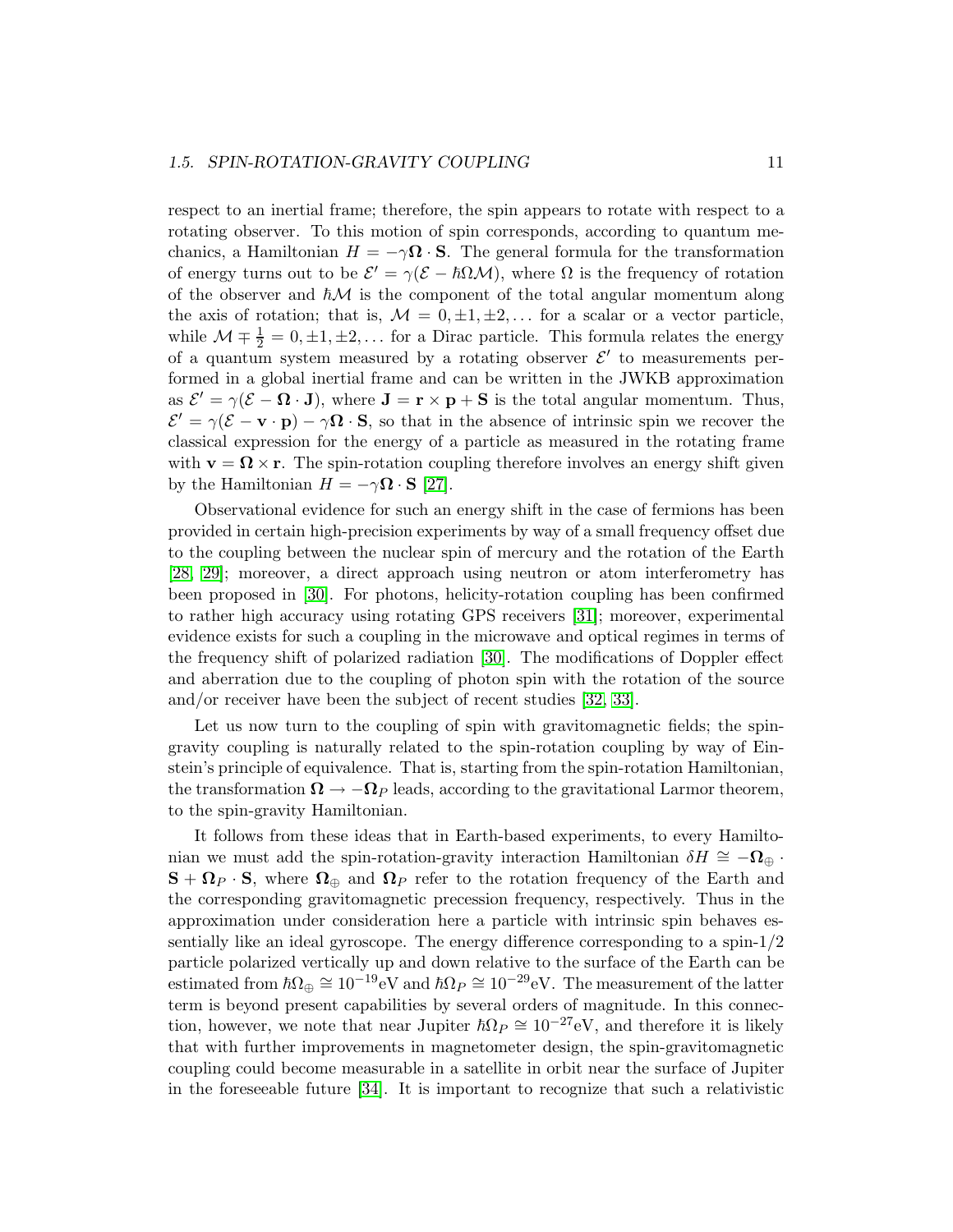respect to an inertial frame; therefore, the spin appears to rotate with respect to a rotating observer. To this motion of spin corresponds, according to quantum mechanics, a Hamiltonian $H = -\gamma \mathbf{\Omega} \cdot \mathbf{S}$. The general formula for the transformation of energy turns out to be $\mathcal{E}' = \gamma(\mathcal{E} - \hbar\Omega\mathcal{M})$, where $\Omega$ is the frequency of rotation of the observer and $\hbar\mathcal{M}$ is the component of the total angular momentum along the axis of rotation; that is, $\mathcal{M} = 0, \pm 1, \pm 2, \dots$ for a scalar or a vector particle, while $\mathcal{M} \mp \frac{1}{2} = 0, \pm 1, \pm 2, \dots$ for a Dirac particle. This formula relates the energy of a quantum system measured by a rotating observer $\mathcal{E}'$ to measurements performed in a global inertial frame and can be written in the JWKB approximation as $\mathcal{E}' = \gamma(\mathcal{E} - \mathbf{\Omega} \cdot \mathbf{J})$, where $\mathbf{J} = \mathbf{r} \times \mathbf{p} + \mathbf{S}$ is the total angular momentum. Thus, $\mathcal{E}' = \gamma(\mathcal{E} - \mathbf{v} \cdot \mathbf{p}) - \gamma \mathbf{\Omega} \cdot \mathbf{S}$, so that in the absence of intrinsic spin we recover the classical expression for the energy of a particle as measured in the rotating frame with $\mathbf{v} = \mathbf{\Omega} \times \mathbf{r}$. The spin-rotation coupling therefore involves an energy shift given by the Hamiltonian $H = -\gamma \mathbf{\Omega} \cdot \mathbf{S}$ [27].

Observational evidence for such an energy shift in the case of fermions has been provided in certain high-precision experiments by way of a small frequency offset due to the coupling between the nuclear spin of mercury and the rotation of the Earth [28, 29]; moreover, a direct approach using neutron or atom interferometry has been proposed in [30]. For photons, helicity-rotation coupling has been confirmed to rather high accuracy using rotating GPS receivers [31]; moreover, experimental evidence exists for such a coupling in the microwave and optical regimes in terms of the frequency shift of polarized radiation [30]. The modifications of Doppler effect and aberration due to the coupling of photon spin with the rotation of the source and/or receiver have been the subject of recent studies [32, 33].

Let us now turn to the coupling of spin with gravitomagnetic fields; the spin-gravity coupling is naturally related to the spin-rotation coupling by way of Einstein's principle of equivalence. That is, starting from the spin-rotation Hamiltonian, the transformation $\mathbf{\Omega} \to -\mathbf{\Omega}_P$ leads, according to the gravitational Larmor theorem, to the spin-gravity Hamiltonian.

It follows from these ideas that in Earth-based experiments, to every Hamiltonian we must add the spin-rotation-gravity interaction Hamiltonian $\delta H \cong -\mathbf{\Omega}_\oplus \cdot \mathbf{S} + \mathbf{\Omega}_P \cdot \mathbf{S}$, where $\mathbf{\Omega}_\oplus$ and $\mathbf{\Omega}_P$ refer to the rotation frequency of the Earth and the corresponding gravitomagnetic precession frequency, respectively. Thus in the approximation under consideration here a particle with intrinsic spin behaves essentially like an ideal gyroscope. The energy difference corresponding to a spin-1/2 particle polarized vertically up and down relative to the surface of the Earth can be estimated from $\hbar\Omega_\oplus \cong 10^{-19}$eV and $\hbar\Omega_P \cong 10^{-29}$eV. The measurement of the latter term is beyond present capabilities by several orders of magnitude. In this connection, however, we note that near Jupiter $\hbar\Omega_P \cong 10^{-27}$eV, and therefore it is likely that with further improvements in magnetometer design, the spin-gravitomagnetic coupling could become measurable in a satellite in orbit near the surface of Jupiter in the foreseeable future [34]. It is important to recognize that such a relativistic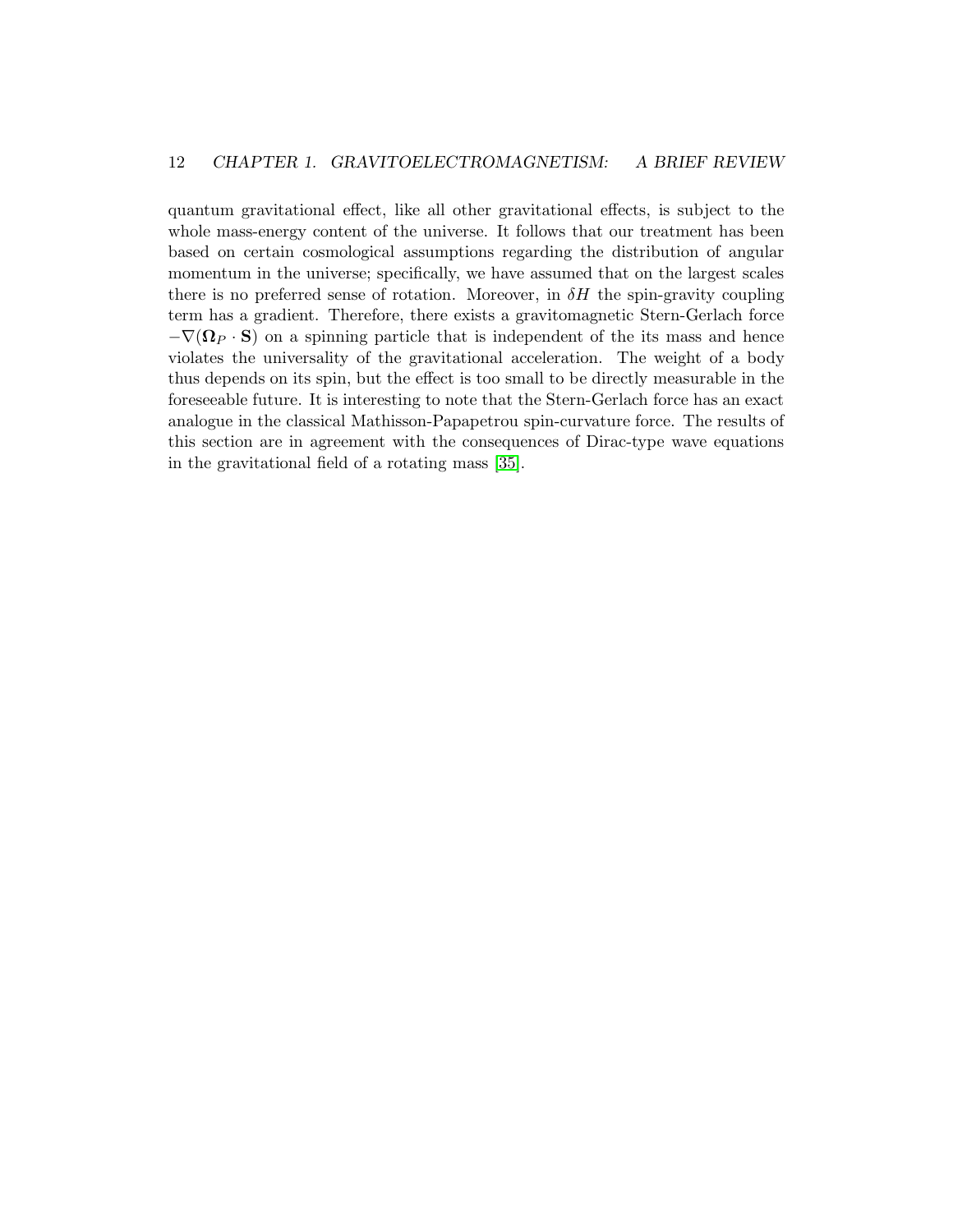quantum gravitational effect, like all other gravitational effects, is subject to the whole mass-energy content of the universe. It follows that our treatment has been based on certain cosmological assumptions regarding the distribution of angular momentum in the universe; specifically, we have assumed that on the largest scales there is no preferred sense of rotation. Moreover, in $\delta H$ the spin-gravity coupling term has a gradient. Therefore, there exists a gravitomagnetic Stern-Gerlach force $-\nabla(\mathbf{\Omega}_P \cdot \mathbf{S})$ on a spinning particle that is independent of the its mass and hence violates the universality of the gravitational acceleration. The weight of a body thus depends on its spin, but the effect is too small to be directly measurable in the foreseeable future. It is interesting to note that the Stern-Gerlach force has an exact analogue in the classical Mathisson-Papapetrou spin-curvature force. The results of this section are in agreement with the consequences of Dirac-type wave equations in the gravitational field of a rotating mass [35].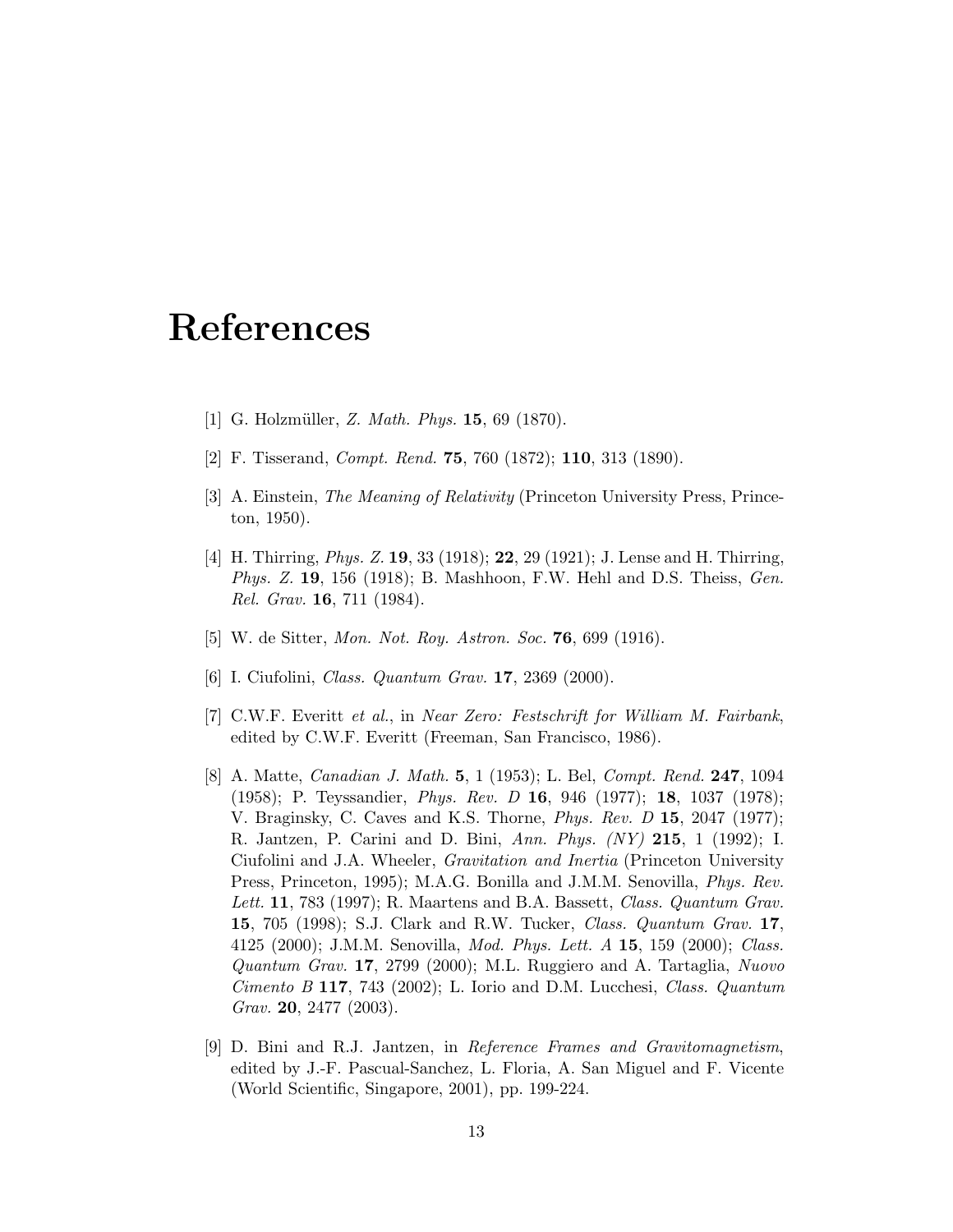# References

[1] G. Holzmüller, *Z. Math. Phys.* **15**, 69 (1870).

[2] F. Tisserand, *Compt. Rend.* **75**, 760 (1872); **110**, 313 (1890).

[3] A. Einstein, *The Meaning of Relativity* (Princeton University Press, Princeton, 1950).

[4] H. Thirring, *Phys. Z.* **19**, 33 (1918); **22**, 29 (1921); J. Lense and H. Thirring, *Phys. Z.* **19**, 156 (1918); B. Mashhoon, F.W. Hehl and D.S. Theiss, *Gen. Rel. Grav.* **16**, 711 (1984).

[5] W. de Sitter, *Mon. Not. Roy. Astron. Soc.* **76**, 699 (1916).

[6] I. Ciufolini, *Class. Quantum Grav.* **17**, 2369 (2000).

[7] C.W.F. Everitt *et al.*, in *Near Zero: Festschrift for William M. Fairbank*, edited by C.W.F. Everitt (Freeman, San Francisco, 1986).

[8] A. Matte, *Canadian J. Math.* **5**, 1 (1953); L. Bel, *Compt. Rend.* **247**, 1094 (1958); P. Teyssandier, *Phys. Rev. D* **16**, 946 (1977); **18**, 1037 (1978); V. Braginsky, C. Caves and K.S. Thorne, *Phys. Rev. D* **15**, 2047 (1977); R. Jantzen, P. Carini and D. Bini, *Ann. Phys. (NY)* **215**, 1 (1992); I. Ciufolini and J.A. Wheeler, *Gravitation and Inertia* (Princeton University Press, Princeton, 1995); M.A.G. Bonilla and J.M.M. Senovilla, *Phys. Rev. Lett.* **11**, 783 (1997); R. Maartens and B.A. Bassett, *Class. Quantum Grav.* **15**, 705 (1998); S.J. Clark and R.W. Tucker, *Class. Quantum Grav.* **17**, 4125 (2000); J.M.M. Senovilla, *Mod. Phys. Lett. A* **15**, 159 (2000); *Class. Quantum Grav.* **17**, 2799 (2000); M.L. Ruggiero and A. Tartaglia, *Nuovo Cimento B* **117**, 743 (2002); L. Iorio and D.M. Lucchesi, *Class. Quantum Grav.* **20**, 2477 (2003).

[9] D. Bini and R.J. Jantzen, in *Reference Frames and Gravitomagnetism*, edited by J.-F. Pascual-Sanchez, L. Floria, A. San Miguel and F. Vicente (World Scientific, Singapore, 2001), pp. 199-224.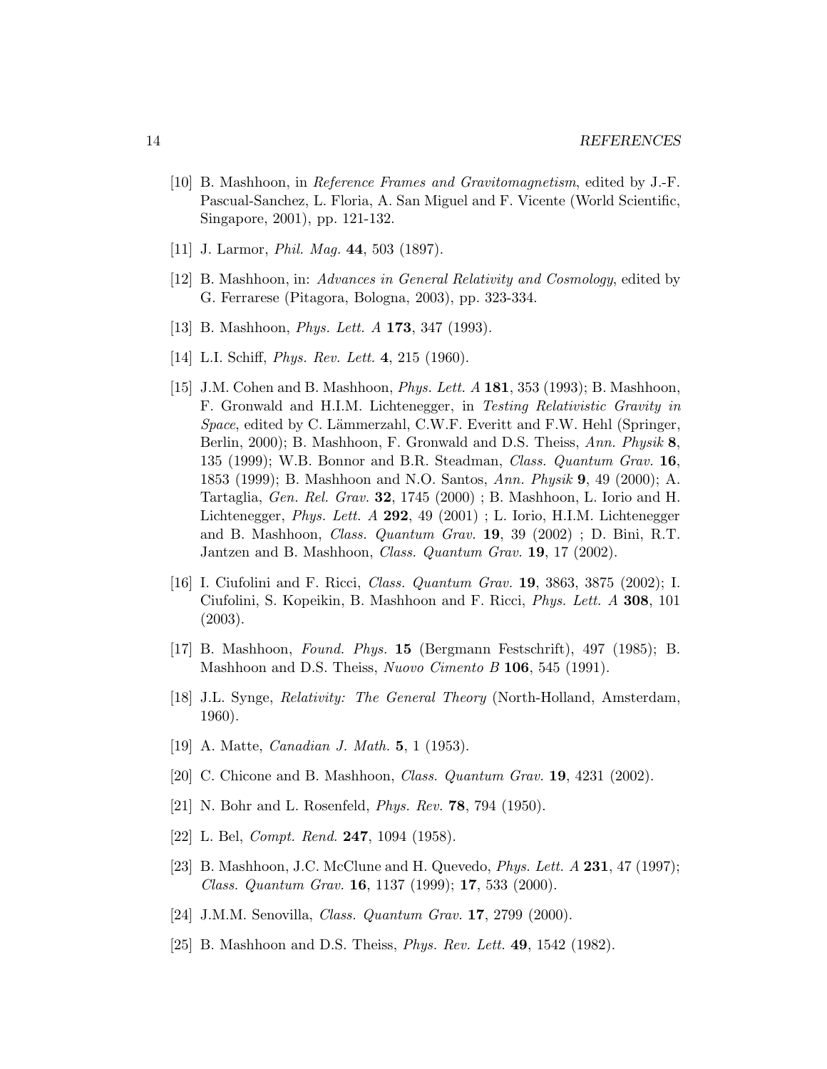[10] B. Mashhoon, in *Reference Frames and Gravitomagnetism*, edited by J.-F. Pascual-Sanchez, L. Floria, A. San Miguel and F. Vicente (World Scientific, Singapore, 2001), pp. 121-132.

[11] J. Larmor, *Phil. Mag.* **44**, 503 (1897).

[12] B. Mashhoon, in: *Advances in General Relativity and Cosmology*, edited by G. Ferrarese (Pitagora, Bologna, 2003), pp. 323-334.

[13] B. Mashhoon, *Phys. Lett. A* **173**, 347 (1993).

[14] L.I. Schiff, *Phys. Rev. Lett.* **4**, 215 (1960).

[15] J.M. Cohen and B. Mashhoon, *Phys. Lett. A* **181**, 353 (1993); B. Mashhoon, F. Gronwald and H.I.M. Lichtenegger, in *Testing Relativistic Gravity in Space*, edited by C. Lämmerzahl, C.W.F. Everitt and F.W. Hehl (Springer, Berlin, 2000); B. Mashhoon, F. Gronwald and D.S. Theiss, *Ann. Physik* **8**, 135 (1999); W.B. Bonnor and B.R. Steadman, *Class. Quantum Grav.* **16**, 1853 (1999); B. Mashhoon and N.O. Santos, *Ann. Physik* **9**, 49 (2000); A. Tartaglia, *Gen. Rel. Grav.* **32**, 1745 (2000) ; B. Mashhoon, L. Iorio and H. Lichtenegger, *Phys. Lett. A* **292**, 49 (2001) ; L. Iorio, H.I.M. Lichtenegger and B. Mashhoon, *Class. Quantum Grav.* **19**, 39 (2002) ; D. Bini, R.T. Jantzen and B. Mashhoon, *Class. Quantum Grav.* **19**, 17 (2002).

[16] I. Ciufolini and F. Ricci, *Class. Quantum Grav.* **19**, 3863, 3875 (2002); I. Ciufolini, S. Kopeikin, B. Mashhoon and F. Ricci, *Phys. Lett. A* **308**, 101 (2003).

[17] B. Mashhoon, *Found. Phys.* **15** (Bergmann Festschrift), 497 (1985); B. Mashhoon and D.S. Theiss, *Nuovo Cimento B* **106**, 545 (1991).

[18] J.L. Synge, *Relativity: The General Theory* (North-Holland, Amsterdam, 1960).

[19] A. Matte, *Canadian J. Math.* **5**, 1 (1953).

[20] C. Chicone and B. Mashhoon, *Class. Quantum Grav.* **19**, 4231 (2002).

[21] N. Bohr and L. Rosenfeld, *Phys. Rev.* **78**, 794 (1950).

[22] L. Bel, *Compt. Rend.* **247**, 1094 (1958).

[23] B. Mashhoon, J.C. McClune and H. Quevedo, *Phys. Lett. A* **231**, 47 (1997); *Class. Quantum Grav.* **16**, 1137 (1999); **17**, 533 (2000).

[24] J.M.M. Senovilla, *Class. Quantum Grav.* **17**, 2799 (2000).

[25] B. Mashhoon and D.S. Theiss, *Phys. Rev. Lett.* **49**, 1542 (1982).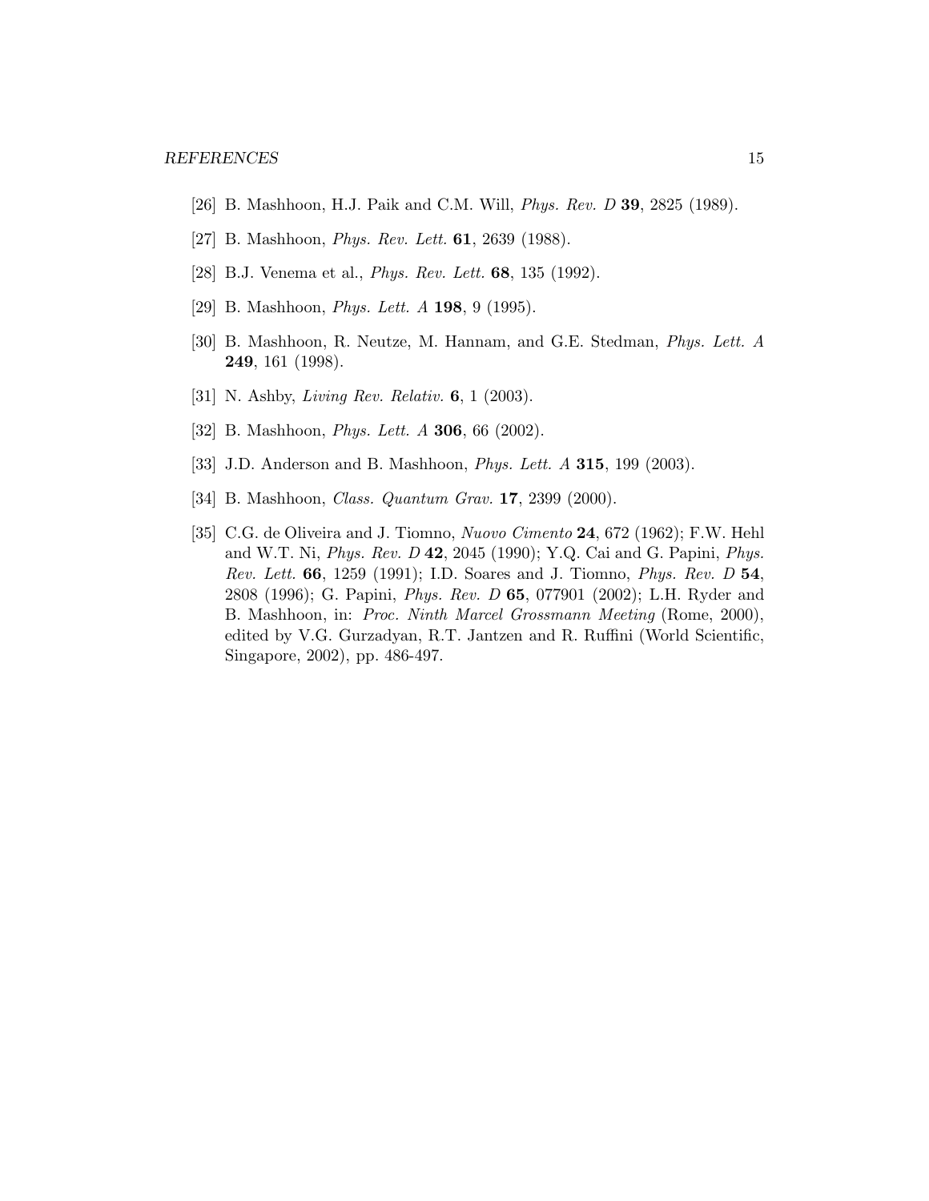[26] B. Mashhoon, H.J. Paik and C.M. Will, *Phys. Rev. D* **39**, 2825 (1989).

[27] B. Mashhoon, *Phys. Rev. Lett.* **61**, 2639 (1988).

[28] B.J. Venema et al., *Phys. Rev. Lett.* **68**, 135 (1992).

[29] B. Mashhoon, *Phys. Lett. A* **198**, 9 (1995).

[30] B. Mashhoon, R. Neutze, M. Hannam, and G.E. Stedman, *Phys. Lett. A* **249**, 161 (1998).

[31] N. Ashby, *Living Rev. Relativ.* **6**, 1 (2003).

[32] B. Mashhoon, *Phys. Lett. A* **306**, 66 (2002).

[33] J.D. Anderson and B. Mashhoon, *Phys. Lett. A* **315**, 199 (2003).

[34] B. Mashhoon, *Class. Quantum Grav.* **17**, 2399 (2000).

[35] C.G. de Oliveira and J. Tiomno, *Nuovo Cimento* **24**, 672 (1962); F.W. Hehl and W.T. Ni, *Phys. Rev. D* **42**, 2045 (1990); Y.Q. Cai and G. Papini, *Phys. Rev. Lett.* **66**, 1259 (1991); I.D. Soares and J. Tiomno, *Phys. Rev. D* **54**, 2808 (1996); G. Papini, *Phys. Rev. D* **65**, 077901 (2002); L.H. Ryder and B. Mashhoon, in: *Proc. Ninth Marcel Grossmann Meeting* (Rome, 2000), edited by V.G. Gurzadyan, R.T. Jantzen and R. Ruffini (World Scientific, Singapore, 2002), pp. 486-497.